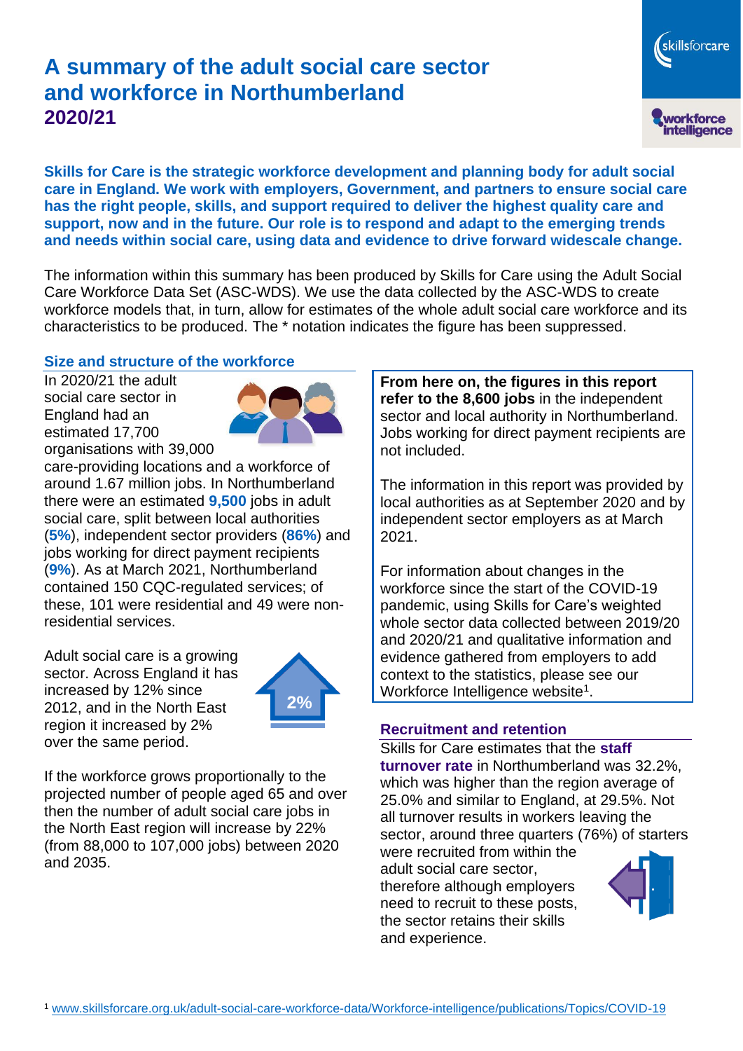# A summary of the adult social care sector and workforce in Northumberland 2020/21

**Skills for Care is the strategic workforce development and planning body for adult social care in England. We work with employers, Government, and partners to ensure social care has the right people, skills, and support required to deliver the highest quality care and support, now and in the future. Our role is to respond and adapt to the emerging trends and needs within social care, using data and evidence to drive forward widescale change.**

The information within this summary has been produced by Skills for Care using the Adult Social Care Workforce Data Set (ASC-WDS). We use the data collected by the ASC-WDS to create workforce models that, in turn, allow for estimates of the whole adult social care workforce and its characteristics to be produced. The * notation indicates the figure has been suppressed.

## Size and structure of the workforce

In 2020/21 the adult social care sector in England had an estimated 17,700 organisations with 39,000 care-providing locations and a workforce of around 1.67 million jobs. In Northumberland there were an estimated **9,500** jobs in adult social care, split between local authorities (**5%**), independent sector providers (**86%**) and jobs working for direct payment recipients (**9%**). As at March 2021, Northumberland contained 150 CQC-regulated services; of these, 101 were residential and 49 were non-residential services.

Adult social care is a growing sector. Across England it has increased by 12% since 2012, and in the North East region it increased by 2% over the same period.

2%

If the workforce grows proportionally to the projected number of people aged 65 and over then the number of adult social care jobs in the North East region will increase by 22% (from 88,000 to 107,000 jobs) between 2020 and 2035.

**From here on, the figures in this report refer to the 8,600 jobs** in the independent sector and local authority in Northumberland. Jobs working for direct payment recipients are not included.

The information in this report was provided by local authorities as at September 2020 and by independent sector employers as at March 2021.

For information about changes in the workforce since the start of the COVID-19 pandemic, using Skills for Care's weighted whole sector data collected between 2019/20 and 2020/21 and qualitative information and evidence gathered from employers to add context to the statistics, please see our Workforce Intelligence website[1].

## Recruitment and retention

Skills for Care estimates that the **staff turnover rate** in Northumberland was 32.2%, which was higher than the region average of 25.0% and similar to England, at 29.5%. Not all turnover results in workers leaving the sector, around three quarters (76%) of starters were recruited from within the adult social care sector, therefore although employers need to recruit to these posts, the sector retains their skills and experience.

[1] www.skillsforcare.org.uk/adult-social-care-workforce-data/Workforce-intelligence/publications/Topics/COVID-19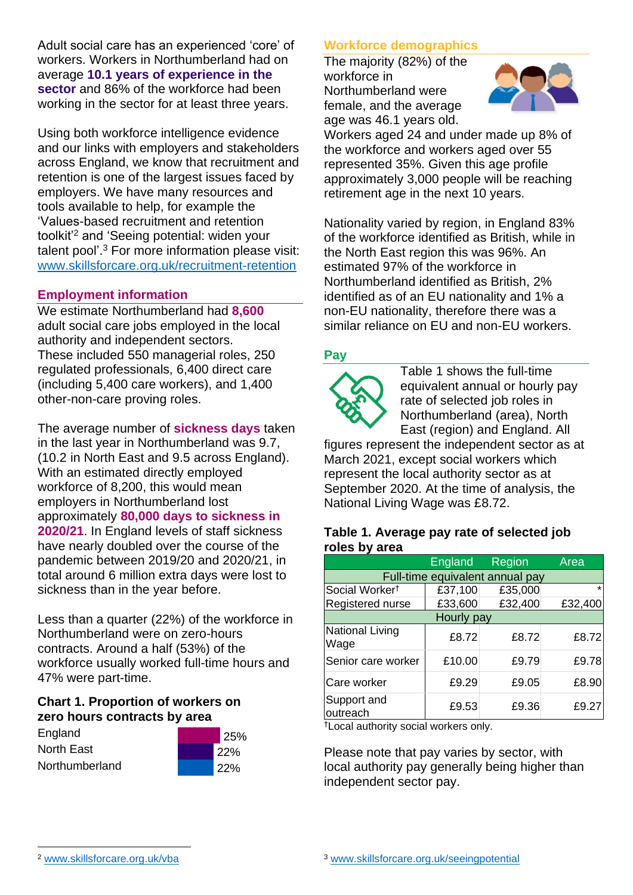Adult social care has an experienced 'core' of workers. Workers in Northumberland had on average **10.1 years of experience in the sector** and 86% of the workforce had been working in the sector for at least three years.

Using both workforce intelligence evidence and our links with employers and stakeholders across England, we know that recruitment and retention is one of the largest issues faced by employers. We have many resources and tools available to help, for example the 'Values-based recruitment and retention toolkit'[2] and 'Seeing potential: widen your talent pool'.[3] For more information please visit: www.skillsforcare.org.uk/recruitment-retention

## Employment information

We estimate Northumberland had **8,600** adult social care jobs employed in the local authority and independent sectors. These included 550 managerial roles, 250 regulated professionals, 6,400 direct care (including 5,400 care workers), and 1,400 other-non-care proving roles.

The average number of **sickness days** taken in the last year in Northumberland was 9.7, (10.2 in North East and 9.5 across England). With an estimated directly employed workforce of 8,200, this would mean employers in Northumberland lost approximately **80,000 days to sickness in 2020/21**. In England levels of staff sickness have nearly doubled over the course of the pandemic between 2019/20 and 2020/21, in total around 6 million extra days were lost to sickness than in the year before.

Less than a quarter (22%) of the workforce in Northumberland were on zero-hours contracts. Around a half (53%) of the workforce usually worked full-time hours and 47% were part-time.

### Chart 1. Proportion of workers on zero hours contracts by area

| Area | Proportion |
|---|---|
| England | 25% |
| North East | 22% |
| Northumberland | 22% |

## Workforce demographics

The majority (82%) of the workforce in Northumberland were female, and the average age was 46.1 years old. Workers aged 24 and under made up 8% of the workforce and workers aged over 55 represented 35%. Given this age profile approximately 3,000 people will be reaching retirement age in the next 10 years.

Nationality varied by region, in England 83% of the workforce identified as British, while in the North East region this was 96%. An estimated 97% of the workforce in Northumberland identified as British, 2% identified as of an EU nationality and 1% a non-EU nationality, therefore there was a similar reliance on EU and non-EU workers.

## Pay

Table 1 shows the full-time equivalent annual or hourly pay rate of selected job roles in Northumberland (area), North East (region) and England. All figures represent the independent sector as at March 2021, except social workers which represent the local authority sector as at September 2020. At the time of analysis, the National Living Wage was £8.72.

### Table 1. Average pay rate of selected job roles by area

| | England | Region | Area |
|---|---|---|---|
| **Full-time equivalent annual pay** | | | |
| Social Worker† | £37,100 | £35,000 | * |
| Registered nurse | £33,600 | £32,400 | £32,400 |
| **Hourly pay** | | | |
| National Living Wage | £8.72 | £8.72 | £8.72 |
| Senior care worker | £10.00 | £9.79 | £9.78 |
| Care worker | £9.29 | £9.05 | £8.90 |
| Support and outreach | £9.53 | £9.36 | £9.27 |

†Local authority social workers only.

Please note that pay varies by sector, with local authority pay generally being higher than independent sector pay.

[2] www.skillsforcare.org.uk/vba

[3] www.skillsforcare.org.uk/seeingpotential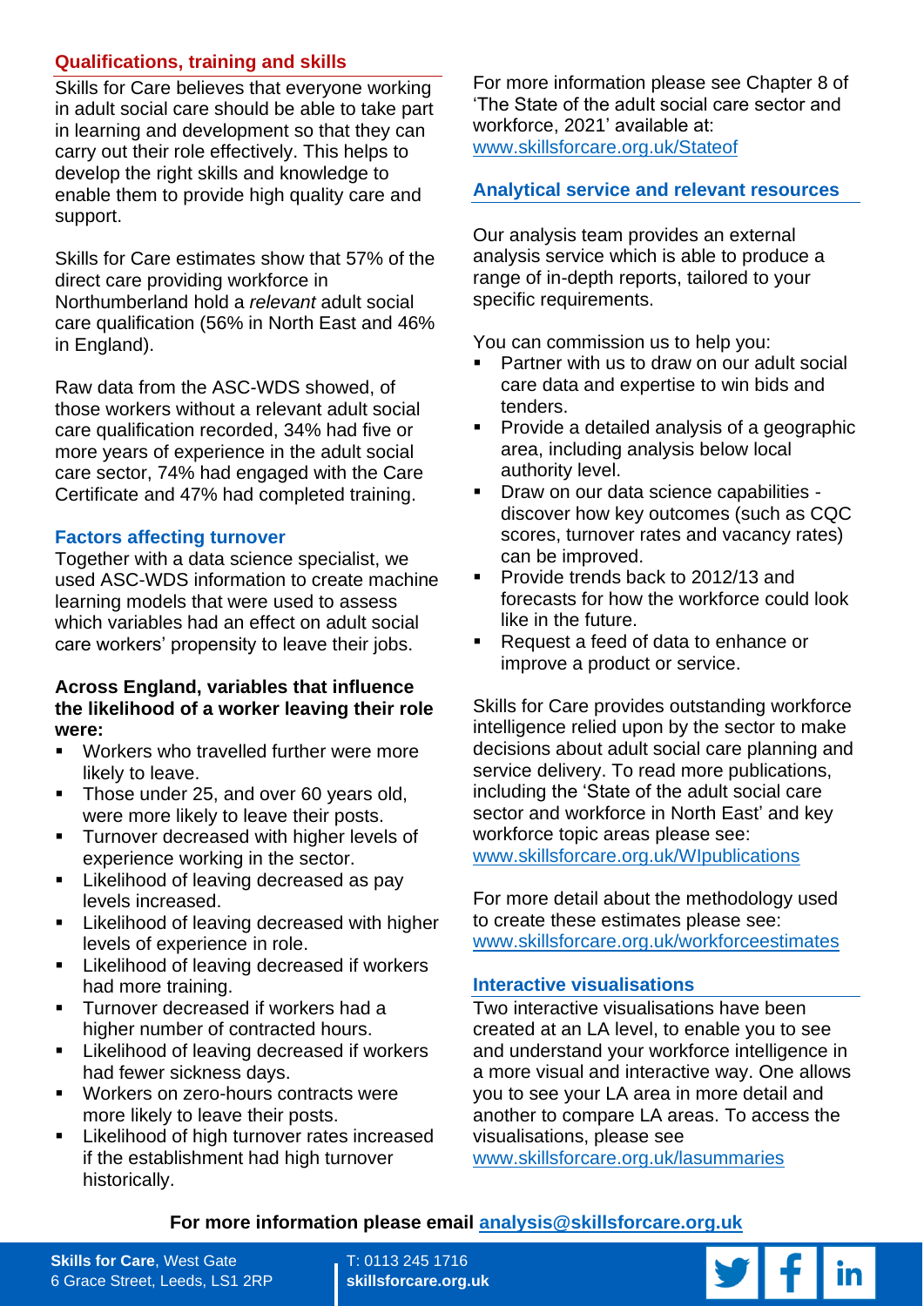## Qualifications, training and skills

Skills for Care believes that everyone working in adult social care should be able to take part in learning and development so that they can carry out their role effectively. This helps to develop the right skills and knowledge to enable them to provide high quality care and support.

Skills for Care estimates show that 57% of the direct care providing workforce in Northumberland hold a *relevant* adult social care qualification (56% in North East and 46% in England).

Raw data from the ASC-WDS showed, of those workers without a relevant adult social care qualification recorded, 34% had five or more years of experience in the adult social care sector, 74% had engaged with the Care Certificate and 47% had completed training.

## Factors affecting turnover

Together with a data science specialist, we used ASC-WDS information to create machine learning models that were used to assess which variables had an effect on adult social care workers' propensity to leave their jobs.

**Across England, variables that influence the likelihood of a worker leaving their role were:**

- Workers who travelled further were more likely to leave.
- Those under 25, and over 60 years old, were more likely to leave their posts.
- Turnover decreased with higher levels of experience working in the sector.
- Likelihood of leaving decreased as pay levels increased.
- Likelihood of leaving decreased with higher levels of experience in role.
- Likelihood of leaving decreased if workers had more training.
- Turnover decreased if workers had a higher number of contracted hours.
- Likelihood of leaving decreased if workers had fewer sickness days.
- Workers on zero-hours contracts were more likely to leave their posts.
- Likelihood of high turnover rates increased if the establishment had high turnover historically.

For more information please see Chapter 8 of 'The State of the adult social care sector and workforce, 2021' available at: www.skillsforcare.org.uk/Stateof

## Analytical service and relevant resources

Our analysis team provides an external analysis service which is able to produce a range of in-depth reports, tailored to your specific requirements.

You can commission us to help you:

- Partner with us to draw on our adult social care data and expertise to win bids and tenders.
- Provide a detailed analysis of a geographic area, including analysis below local authority level.
- Draw on our data science capabilities - discover how key outcomes (such as CQC scores, turnover rates and vacancy rates) can be improved.
- Provide trends back to 2012/13 and forecasts for how the workforce could look like in the future.
- Request a feed of data to enhance or improve a product or service.

Skills for Care provides outstanding workforce intelligence relied upon by the sector to make decisions about adult social care planning and service delivery. To read more publications, including the 'State of the adult social care sector and workforce in North East' and key workforce topic areas please see: www.skillsforcare.org.uk/WIpublications

For more detail about the methodology used to create these estimates please see: www.skillsforcare.org.uk/workforceestimates

## Interactive visualisations

Two interactive visualisations have been created at an LA level, to enable you to see and understand your workforce intelligence in a more visual and interactive way. One allows you to see your LA area in more detail and another to compare LA areas. To access the visualisations, please see www.skillsforcare.org.uk/lasummaries

**For more information please email analysis@skillsforcare.org.uk**

**Skills for Care**, West Gate
6 Grace Street, Leeds, LS1 2RP

T: 0113 245 1716
**skillsforcare.org.uk**